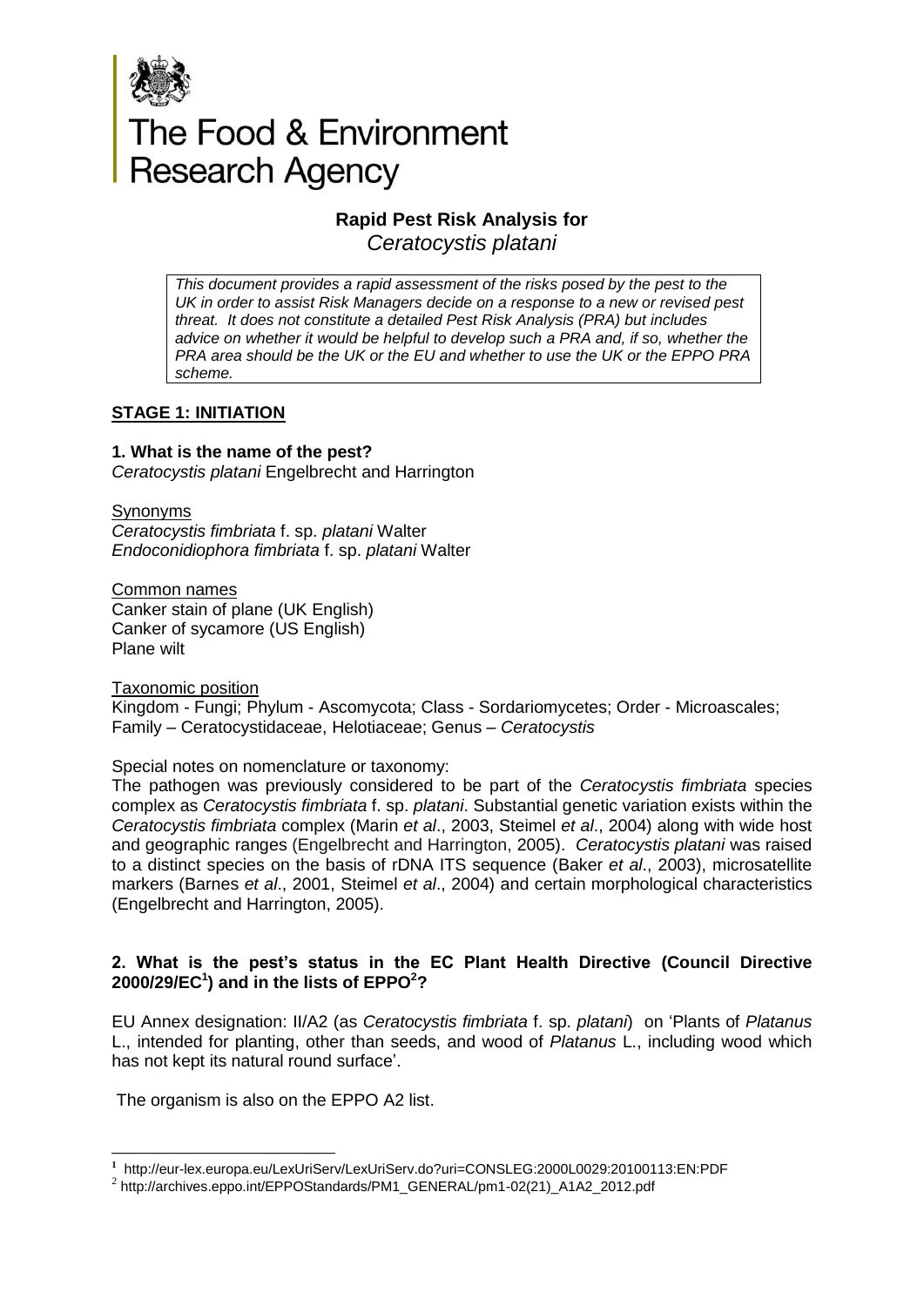# The Food & Environment Research Agency

## Rapid Pest Risk Analysis for *Ceratocystis platani*

*This document provides a rapid assessment of the risks posed by the pest to the UK in order to assist Risk Managers decide on a response to a new or revised pest threat. It does not constitute a detailed Pest Risk Analysis (PRA) but includes advice on whether it would be helpful to develop such a PRA and, if so, whether the PRA area should be the UK or the EU and whether to use the UK or the EPPO PRA scheme.*

## STAGE 1: INITIATION

### 1. What is the name of the pest?

*Ceratocystis platani* Engelbrecht and Harrington

Synonyms

*Ceratocystis fimbriata* f. sp. *platani* Walter
*Endoconidiophora fimbriata* f. sp. *platani* Walter

Common names

Canker stain of plane (UK English)
Canker of sycamore (US English)
Plane wilt

Taxonomic position

Kingdom - Fungi; Phylum - Ascomycota; Class - Sordariomycetes; Order - Microascales; Family – Ceratocystidaceae, Helotiaceae; Genus – *Ceratocystis*

Special notes on nomenclature or taxonomy:

The pathogen was previously considered to be part of the *Ceratocystis fimbriata* species complex as *Ceratocystis fimbriata* f. sp. *platani*. Substantial genetic variation exists within the *Ceratocystis fimbriata* complex (Marin *et al*., 2003, Steimel *et al*., 2004) along with wide host and geographic ranges (Engelbrecht and Harrington, 2005). *Ceratocystis platani* was raised to a distinct species on the basis of rDNA ITS sequence (Baker *et al*., 2003), microsatellite markers (Barnes *et al*., 2001, Steimel *et al*., 2004) and certain morphological characteristics (Engelbrecht and Harrington, 2005).

### 2. What is the pest's status in the EC Plant Health Directive (Council Directive 2000/29/EC[1]) and in the lists of EPPO[2]?

EU Annex designation: II/A2 (as *Ceratocystis fimbriata* f. sp. *platani*) on 'Plants of *Platanus* L., intended for planting, other than seeds, and wood of *Platanus* L., including wood which has not kept its natural round surface'.

The organism is also on the EPPO A2 list.

[1] http://eur-lex.europa.eu/LexUriServ/LexUriServ.do?uri=CONSLEG:2000L0029:20100113:EN:PDF

[2] http://archives.eppo.int/EPPOStandards/PM1_GENERAL/pm1-02(21)_A1A2_2012.pdf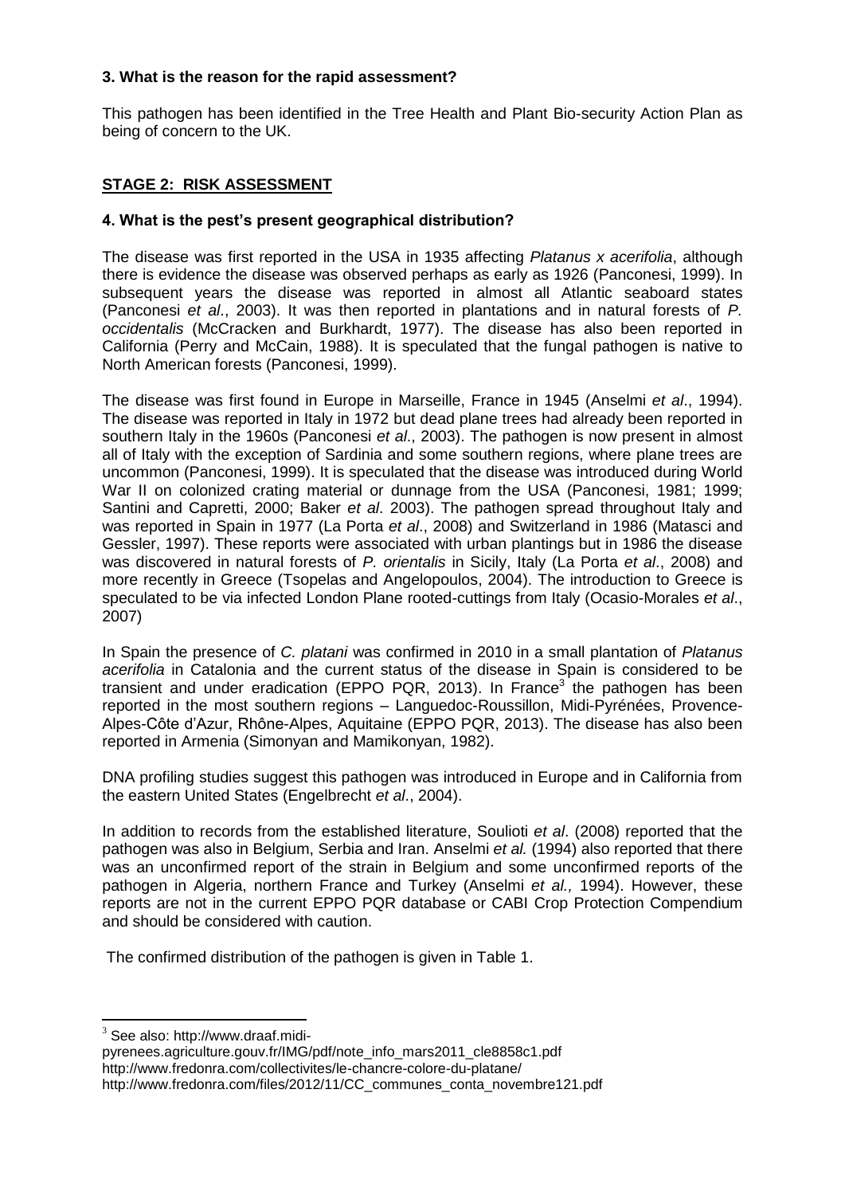**3. What is the reason for the rapid assessment?**

This pathogen has been identified in the Tree Health and Plant Bio-security Action Plan as being of concern to the UK.

## STAGE 2: RISK ASSESSMENT

**4. What is the pest's present geographical distribution?**

The disease was first reported in the USA in 1935 affecting *Platanus x acerifolia*, although there is evidence the disease was observed perhaps as early as 1926 (Panconesi, 1999). In subsequent years the disease was reported in almost all Atlantic seaboard states (Panconesi *et al*., 2003). It was then reported in plantations and in natural forests of *P. occidentalis* (McCracken and Burkhardt, 1977). The disease has also been reported in California (Perry and McCain, 1988). It is speculated that the fungal pathogen is native to North American forests (Panconesi, 1999).

The disease was first found in Europe in Marseille, France in 1945 (Anselmi *et al*., 1994). The disease was reported in Italy in 1972 but dead plane trees had already been reported in southern Italy in the 1960s (Panconesi *et al*., 2003). The pathogen is now present in almost all of Italy with the exception of Sardinia and some southern regions, where plane trees are uncommon (Panconesi, 1999). It is speculated that the disease was introduced during World War II on colonized crating material or dunnage from the USA (Panconesi, 1981; 1999; Santini and Capretti, 2000; Baker *et al*. 2003). The pathogen spread throughout Italy and was reported in Spain in 1977 (La Porta *et al*., 2008) and Switzerland in 1986 (Matasci and Gessler, 1997). These reports were associated with urban plantings but in 1986 the disease was discovered in natural forests of *P. orientalis* in Sicily, Italy (La Porta *et al*., 2008) and more recently in Greece (Tsopelas and Angelopoulos, 2004). The introduction to Greece is speculated to be via infected London Plane rooted-cuttings from Italy (Ocasio-Morales *et al*., 2007)

In Spain the presence of *C. platani* was confirmed in 2010 in a small plantation of *Platanus acerifolia* in Catalonia and the current status of the disease in Spain is considered to be transient and under eradication (EPPO PQR, 2013). In France[3] the pathogen has been reported in the most southern regions – Languedoc-Roussillon, Midi-Pyrénées, Provence-Alpes-Côte d'Azur, Rhône-Alpes, Aquitaine (EPPO PQR, 2013). The disease has also been reported in Armenia (Simonyan and Mamikonyan, 1982).

DNA profiling studies suggest this pathogen was introduced in Europe and in California from the eastern United States (Engelbrecht *et al*., 2004).

In addition to records from the established literature, Soulioti *et al*. (2008) reported that the pathogen was also in Belgium, Serbia and Iran. Anselmi *et al.* (1994) also reported that there was an unconfirmed report of the strain in Belgium and some unconfirmed reports of the pathogen in Algeria, northern France and Turkey (Anselmi *et al.,* 1994). However, these reports are not in the current EPPO PQR database or CABI Crop Protection Compendium and should be considered with caution.

The confirmed distribution of the pathogen is given in Table 1.

---

[3] See also: http://www.draaf.midi-pyrenees.agriculture.gouv.fr/IMG/pdf/note_info_mars2011_cle8858c1.pdf
http://www.fredonra.com/collectivites/le-chancre-colore-du-platane/
http://www.fredonra.com/files/2012/11/CC_communes_conta_novembre121.pdf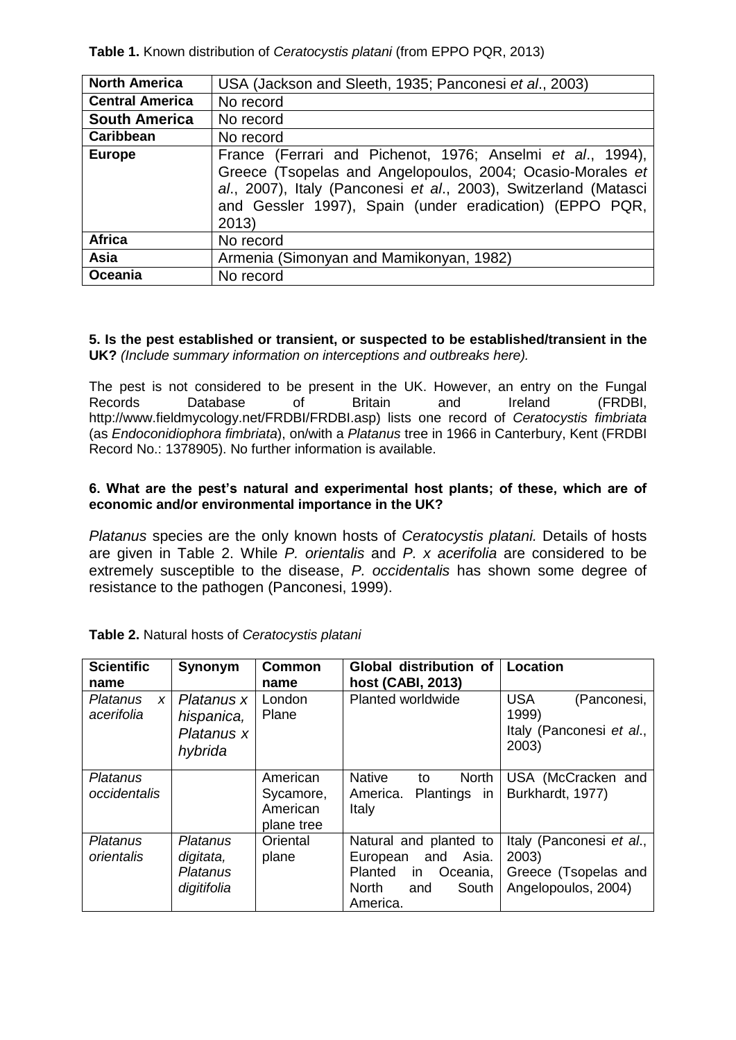**Table 1.** Known distribution of *Ceratocystis platani* (from EPPO PQR, 2013)

| | |
|---|---|
| **North America** | USA (Jackson and Sleeth, 1935; Panconesi *et al*., 2003) |
| **Central America** | No record |
| **South America** | No record |
| **Caribbean** | No record |
| **Europe** | France (Ferrari and Pichenot, 1976; Anselmi *et al*., 1994), Greece (Tsopelas and Angelopoulos, 2004; Ocasio-Morales *et al*., 2007), Italy (Panconesi *et al*., 2003), Switzerland (Matasci and Gessler 1997), Spain (under eradication) (EPPO PQR, 2013) |
| **Africa** | No record |
| **Asia** | Armenia (Simonyan and Mamikonyan, 1982) |
| **Oceania** | No record |

**5. Is the pest established or transient, or suspected to be established/transient in the UK?** *(Include summary information on interceptions and outbreaks here).*

The pest is not considered to be present in the UK. However, an entry on the Fungal Records Database of Britain and Ireland (FRDBI, http://www.fieldmycology.net/FRDBI/FRDBI.asp) lists one record of *Ceratocystis fimbriata* (as *Endoconidiophora fimbriata*), on/with a *Platanus* tree in 1966 in Canterbury, Kent (FRDBI Record No.: 1378905). No further information is available.

**6. What are the pest's natural and experimental host plants; of these, which are of economic and/or environmental importance in the UK?**

*Platanus* species are the only known hosts of *Ceratocystis platani.* Details of hosts are given in Table 2. While *P. orientalis* and *P. x acerifolia* are considered to be extremely susceptible to the disease, *P. occidentalis* has shown some degree of resistance to the pathogen (Panconesi, 1999).

**Table 2.** Natural hosts of *Ceratocystis platani*

| Scientific name | Synonym | Common name | Global distribution of host (CABI, 2013) | Location |
|---|---|---|---|---|
| *Platanus x acerifolia* | *Platanus x hispanica, Platanus x hybrida* | London Plane | Planted worldwide | USA (Panconesi, 1999) Italy (Panconesi *et al*., 2003) |
| *Platanus occidentalis* | | American Sycamore, American plane tree | Native to North America. Plantings in Italy | USA (McCracken and Burkhardt, 1977) |
| *Platanus orientalis* | *Platanus digitata, Platanus digitifolia* | Oriental plane | Natural and planted to European and Asia. Planted in Oceania, North and South America. | Italy (Panconesi *et al*., 2003) Greece (Tsopelas and Angelopoulos, 2004) |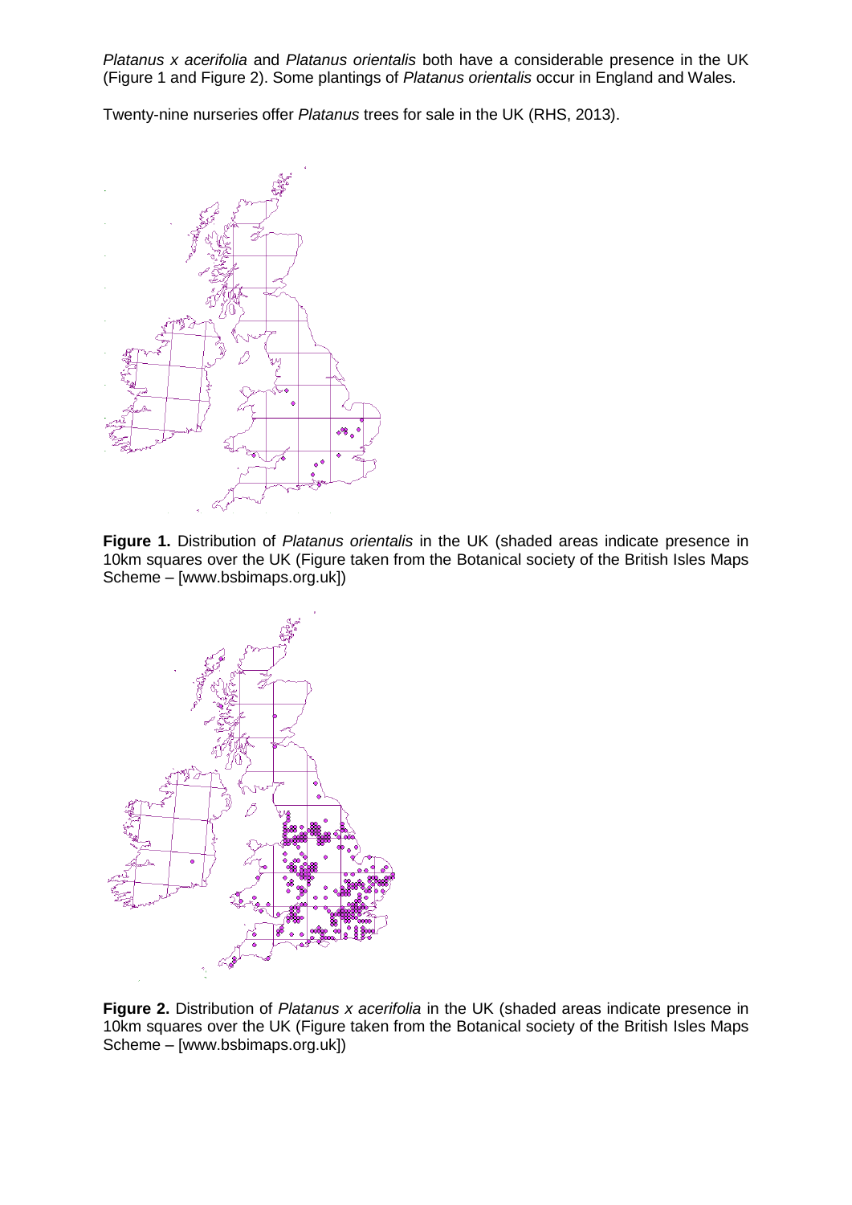*Platanus x acerifolia* and *Platanus orientalis* both have a considerable presence in the UK (Figure 1 and Figure 2). Some plantings of *Platanus orientalis* occur in England and Wales.

Twenty-nine nurseries offer *Platanus* trees for sale in the UK (RHS, 2013).

**Figure 1.** Distribution of *Platanus orientalis* in the UK (shaded areas indicate presence in 10km squares over the UK (Figure taken from the Botanical society of the British Isles Maps Scheme – [www.bsbimaps.org.uk])

**Figure 2.** Distribution of *Platanus x acerifolia* in the UK (shaded areas indicate presence in 10km squares over the UK (Figure taken from the Botanical society of the British Isles Maps Scheme – [www.bsbimaps.org.uk])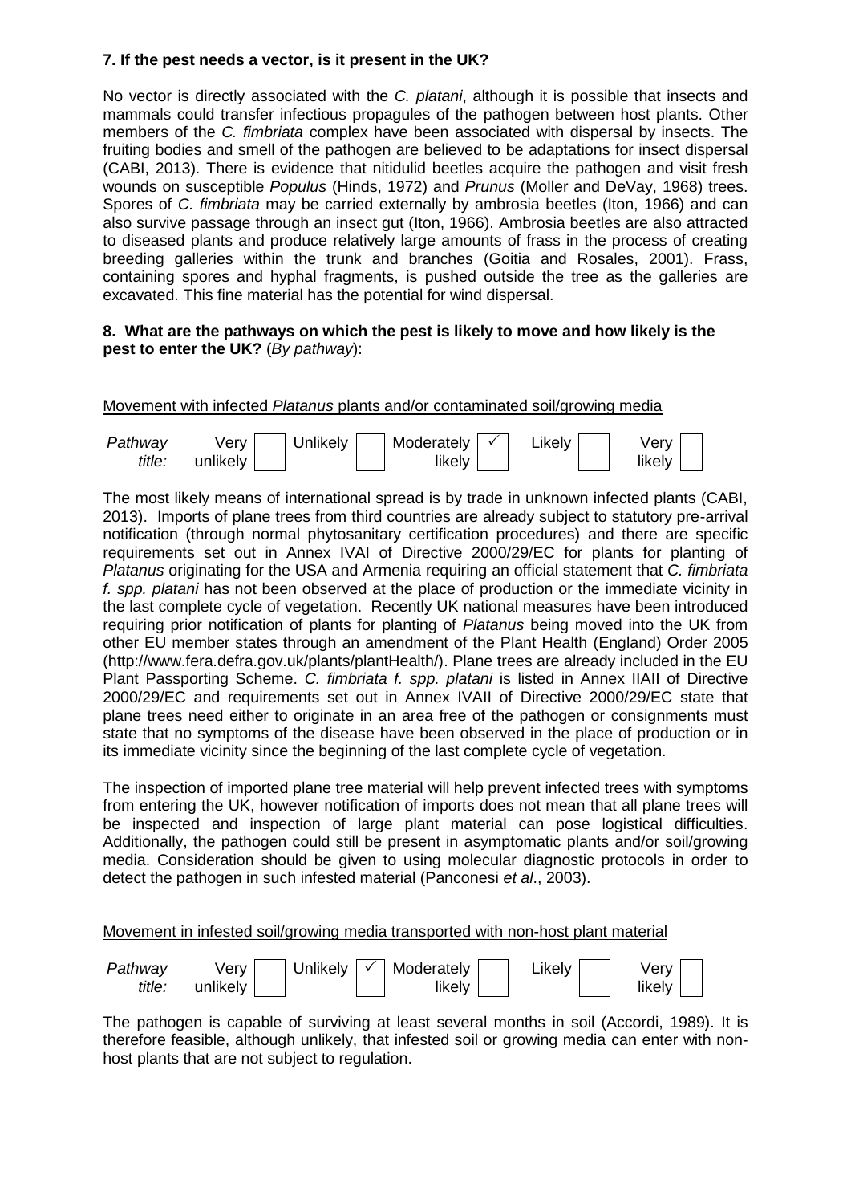**7. If the pest needs a vector, is it present in the UK?**

No vector is directly associated with the *C. platani*, although it is possible that insects and mammals could transfer infectious propagules of the pathogen between host plants. Other members of the *C. fimbriata* complex have been associated with dispersal by insects. The fruiting bodies and smell of the pathogen are believed to be adaptations for insect dispersal (CABI, 2013). There is evidence that nitidulid beetles acquire the pathogen and visit fresh wounds on susceptible *Populus* (Hinds, 1972) and *Prunus* (Moller and DeVay, 1968) trees. Spores of *C. fimbriata* may be carried externally by ambrosia beetles (Iton, 1966) and can also survive passage through an insect gut (Iton, 1966). Ambrosia beetles are also attracted to diseased plants and produce relatively large amounts of frass in the process of creating breeding galleries within the trunk and branches (Goitia and Rosales, 2001). Frass, containing spores and hyphal fragments, is pushed outside the tree as the galleries are excavated. This fine material has the potential for wind dispersal.

**8. What are the pathways on which the pest is likely to move and how likely is the pest to enter the UK?** (*By pathway*):

Movement with infected *Platanus* plants and/or contaminated soil/growing media

| *Pathway title:* | Very unlikely | Unlikely | Moderately likely | Likely | Very likely |
|---|---|---|---|---|---|
| | | | ✓ | | |

The most likely means of international spread is by trade in unknown infected plants (CABI, 2013). Imports of plane trees from third countries are already subject to statutory pre-arrival notification (through normal phytosanitary certification procedures) and there are specific requirements set out in Annex IVAI of Directive 2000/29/EC for plants for planting of *Platanus* originating for the USA and Armenia requiring an official statement that *C. fimbriata f. spp. platani* has not been observed at the place of production or the immediate vicinity in the last complete cycle of vegetation. Recently UK national measures have been introduced requiring prior notification of plants for planting of *Platanus* being moved into the UK from other EU member states through an amendment of the Plant Health (England) Order 2005 (http://www.fera.defra.gov.uk/plants/plantHealth/). Plane trees are already included in the EU Plant Passporting Scheme. *C. fimbriata f. spp. platani* is listed in Annex IIAII of Directive 2000/29/EC and requirements set out in Annex IVAII of Directive 2000/29/EC state that plane trees need either to originate in an area free of the pathogen or consignments must state that no symptoms of the disease have been observed in the place of production or in its immediate vicinity since the beginning of the last complete cycle of vegetation.

The inspection of imported plane tree material will help prevent infected trees with symptoms from entering the UK, however notification of imports does not mean that all plane trees will be inspected and inspection of large plant material can pose logistical difficulties. Additionally, the pathogen could still be present in asymptomatic plants and/or soil/growing media. Consideration should be given to using molecular diagnostic protocols in order to detect the pathogen in such infested material (Panconesi *et al*., 2003).

Movement in infested soil/growing media transported with non-host plant material

| *Pathway title:* | Very unlikely | Unlikely | Moderately likely | Likely | Very likely |
|---|---|---|---|---|---|
| | | ✓ | | | |

The pathogen is capable of surviving at least several months in soil (Accordi, 1989). It is therefore feasible, although unlikely, that infested soil or growing media can enter with non-host plants that are not subject to regulation.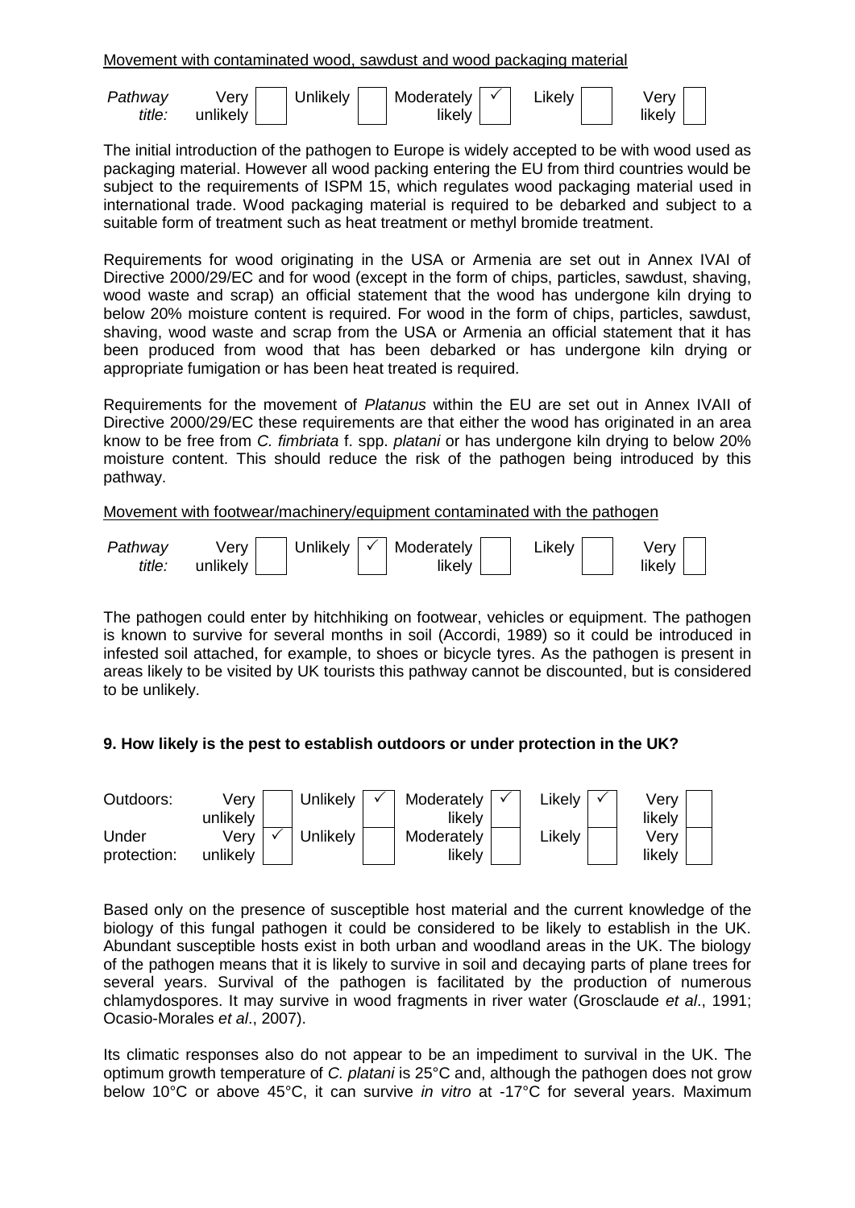Movement with contaminated wood, sawdust and wood packaging material

| *Pathway title:* | Very unlikely | | Unlikely | | Moderately likely | ✓ | Likely | | Very likely | |
|---|---|---|---|---|---|---|---|---|---|---|

The initial introduction of the pathogen to Europe is widely accepted to be with wood used as packaging material. However all wood packing entering the EU from third countries would be subject to the requirements of ISPM 15, which regulates wood packaging material used in international trade. Wood packaging material is required to be debarked and subject to a suitable form of treatment such as heat treatment or methyl bromide treatment.

Requirements for wood originating in the USA or Armenia are set out in Annex IVAI of Directive 2000/29/EC and for wood (except in the form of chips, particles, sawdust, shaving, wood waste and scrap) an official statement that the wood has undergone kiln drying to below 20% moisture content is required. For wood in the form of chips, particles, sawdust, shaving, wood waste and scrap from the USA or Armenia an official statement that it has been produced from wood that has been debarked or has undergone kiln drying or appropriate fumigation or has been heat treated is required.

Requirements for the movement of *Platanus* within the EU are set out in Annex IVAII of Directive 2000/29/EC these requirements are that either the wood has originated in an area know to be free from *C. fimbriata* f. spp. *platani* or has undergone kiln drying to below 20% moisture content. This should reduce the risk of the pathogen being introduced by this pathway.

Movement with footwear/machinery/equipment contaminated with the pathogen

| *Pathway title:* | Very unlikely | | Unlikely | ✓ | Moderately likely | | Likely | | Very likely | |
|---|---|---|---|---|---|---|---|---|---|---|

The pathogen could enter by hitchhiking on footwear, vehicles or equipment. The pathogen is known to survive for several months in soil (Accordi, 1989) so it could be introduced in infested soil attached, for example, to shoes or bicycle tyres. As the pathogen is present in areas likely to be visited by UK tourists this pathway cannot be discounted, but is considered to be unlikely.

**9. How likely is the pest to establish outdoors or under protection in the UK?**

| | Very unlikely | | Unlikely | | Moderately likely | | Likely | | Very likely | |
|---|---|---|---|---|---|---|---|---|---|---|
| Outdoors: | | | | ✓ | | ✓ | | ✓ | | |
| Under protection: | | ✓ | | | | | | | | |

Based only on the presence of susceptible host material and the current knowledge of the biology of this fungal pathogen it could be considered to be likely to establish in the UK. Abundant susceptible hosts exist in both urban and woodland areas in the UK. The biology of the pathogen means that it is likely to survive in soil and decaying parts of plane trees for several years. Survival of the pathogen is facilitated by the production of numerous chlamydospores. It may survive in wood fragments in river water (Grosclaude *et al*., 1991; Ocasio-Morales *et al*., 2007).

Its climatic responses also do not appear to be an impediment to survival in the UK. The optimum growth temperature of *C. platani* is 25°C and, although the pathogen does not grow below 10°C or above 45°C, it can survive *in vitro* at -17°C for several years. Maximum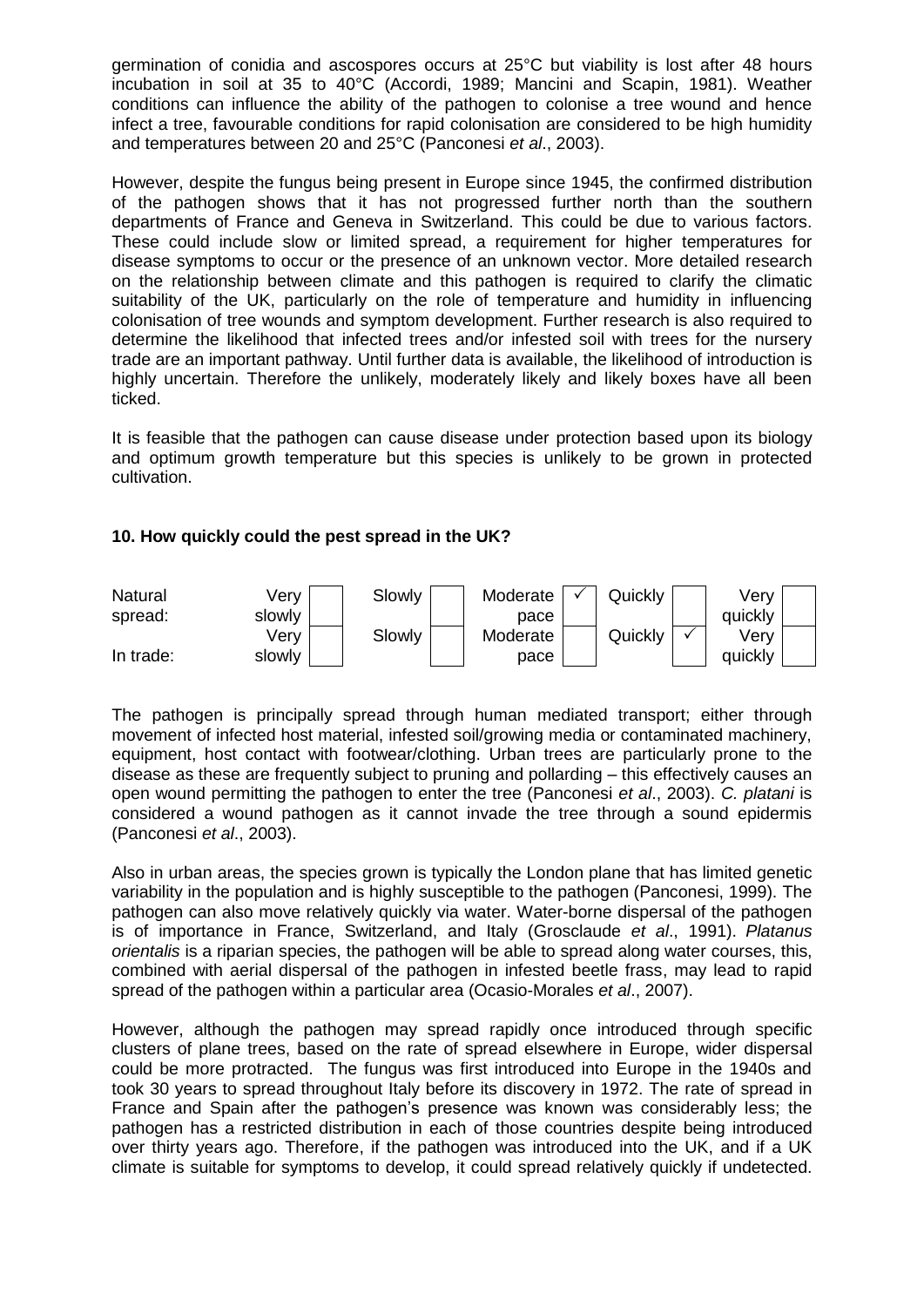germination of conidia and ascospores occurs at 25°C but viability is lost after 48 hours incubation in soil at 35 to 40°C (Accordi, 1989; Mancini and Scapin, 1981). Weather conditions can influence the ability of the pathogen to colonise a tree wound and hence infect a tree, favourable conditions for rapid colonisation are considered to be high humidity and temperatures between 20 and 25°C (Panconesi *et al*., 2003).

However, despite the fungus being present in Europe since 1945, the confirmed distribution of the pathogen shows that it has not progressed further north than the southern departments of France and Geneva in Switzerland. This could be due to various factors. These could include slow or limited spread, a requirement for higher temperatures for disease symptoms to occur or the presence of an unknown vector. More detailed research on the relationship between climate and this pathogen is required to clarify the climatic suitability of the UK, particularly on the role of temperature and humidity in influencing colonisation of tree wounds and symptom development. Further research is also required to determine the likelihood that infected trees and/or infested soil with trees for the nursery trade are an important pathway. Until further data is available, the likelihood of introduction is highly uncertain. Therefore the unlikely, moderately likely and likely boxes have all been ticked.

It is feasible that the pathogen can cause disease under protection based upon its biology and optimum growth temperature but this species is unlikely to be grown in protected cultivation.

**10. How quickly could the pest spread in the UK?**

| | Very slowly | Slowly | Moderate pace | Quickly | Very quickly |
|---|---|---|---|---|---|
| Natural spread: | | | ✓ | | |
| In trade: | | | | ✓ | |

The pathogen is principally spread through human mediated transport; either through movement of infected host material, infested soil/growing media or contaminated machinery, equipment, host contact with footwear/clothing. Urban trees are particularly prone to the disease as these are frequently subject to pruning and pollarding – this effectively causes an open wound permitting the pathogen to enter the tree (Panconesi *et al*., 2003). *C. platani* is considered a wound pathogen as it cannot invade the tree through a sound epidermis (Panconesi *et al*., 2003).

Also in urban areas, the species grown is typically the London plane that has limited genetic variability in the population and is highly susceptible to the pathogen (Panconesi, 1999). The pathogen can also move relatively quickly via water. Water-borne dispersal of the pathogen is of importance in France, Switzerland, and Italy (Grosclaude *et al*., 1991). *Platanus orientalis* is a riparian species, the pathogen will be able to spread along water courses, this, combined with aerial dispersal of the pathogen in infested beetle frass, may lead to rapid spread of the pathogen within a particular area (Ocasio-Morales *et al*., 2007).

However, although the pathogen may spread rapidly once introduced through specific clusters of plane trees, based on the rate of spread elsewhere in Europe, wider dispersal could be more protracted. The fungus was first introduced into Europe in the 1940s and took 30 years to spread throughout Italy before its discovery in 1972. The rate of spread in France and Spain after the pathogen's presence was known was considerably less; the pathogen has a restricted distribution in each of those countries despite being introduced over thirty years ago. Therefore, if the pathogen was introduced into the UK, and if a UK climate is suitable for symptoms to develop, it could spread relatively quickly if undetected.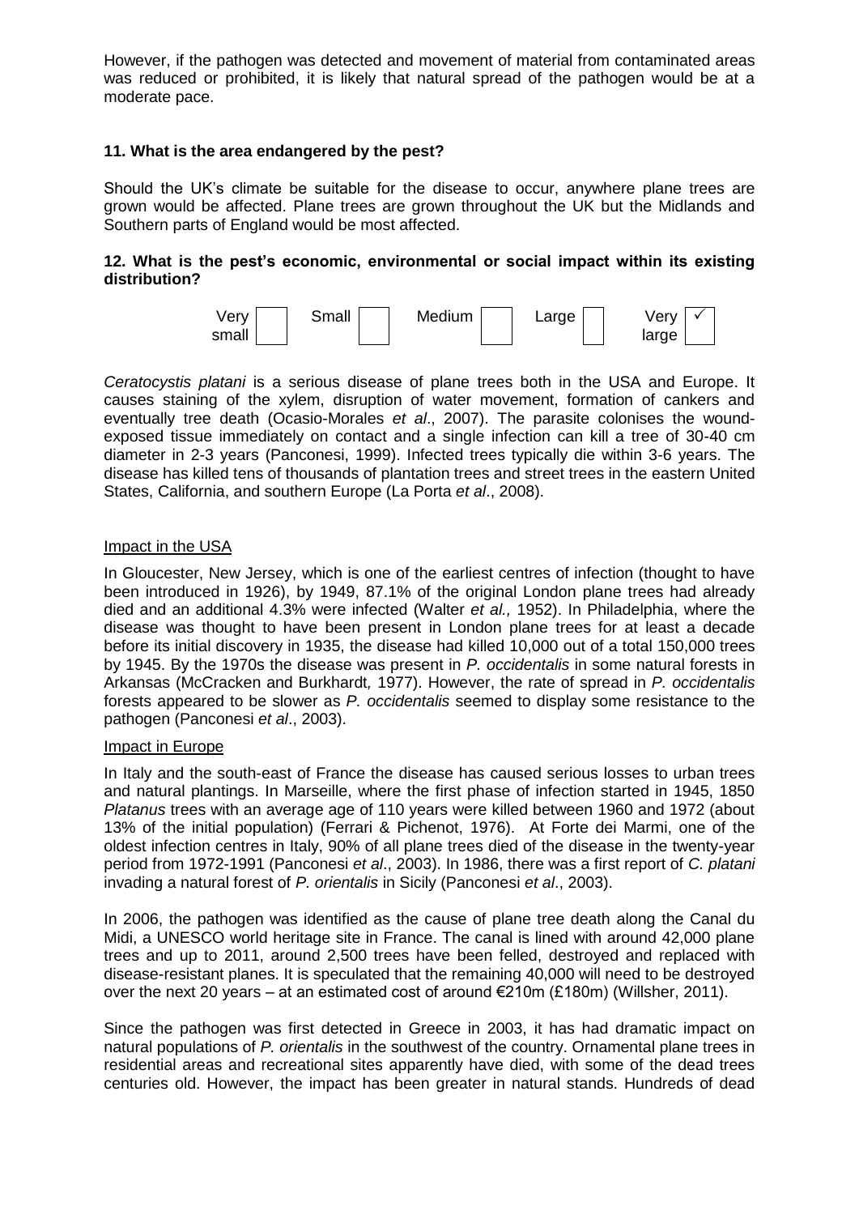However, if the pathogen was detected and movement of material from contaminated areas was reduced or prohibited, it is likely that natural spread of the pathogen would be at a moderate pace.

**11. What is the area endangered by the pest?**

Should the UK's climate be suitable for the disease to occur, anywhere plane trees are grown would be affected. Plane trees are grown throughout the UK but the Midlands and Southern parts of England would be most affected.

**12. What is the pest's economic, environmental or social impact within its existing distribution?**

| Very small | Small | Medium | Large | Very large |
|---|---|---|---|---|
| | | | | ✓ |

*Ceratocystis platani* is a serious disease of plane trees both in the USA and Europe. It causes staining of the xylem, disruption of water movement, formation of cankers and eventually tree death (Ocasio-Morales *et al*., 2007). The parasite colonises the wound-exposed tissue immediately on contact and a single infection can kill a tree of 30-40 cm diameter in 2-3 years (Panconesi, 1999). Infected trees typically die within 3-6 years. The disease has killed tens of thousands of plantation trees and street trees in the eastern United States, California, and southern Europe (La Porta *et al*., 2008).

Impact in the USA

In Gloucester, New Jersey, which is one of the earliest centres of infection (thought to have been introduced in 1926), by 1949, 87.1% of the original London plane trees had already died and an additional 4.3% were infected (Walter *et al.,* 1952). In Philadelphia, where the disease was thought to have been present in London plane trees for at least a decade before its initial discovery in 1935, the disease had killed 10,000 out of a total 150,000 trees by 1945. By the 1970s the disease was present in *P. occidentalis* in some natural forests in Arkansas (McCracken and Burkhardt*,* 1977). However, the rate of spread in *P. occidentalis* forests appeared to be slower as *P. occidentalis* seemed to display some resistance to the pathogen (Panconesi *et al*., 2003).

Impact in Europe

In Italy and the south-east of France the disease has caused serious losses to urban trees and natural plantings. In Marseille, where the first phase of infection started in 1945, 1850 *Platanus* trees with an average age of 110 years were killed between 1960 and 1972 (about 13% of the initial population) (Ferrari & Pichenot, 1976). At Forte dei Marmi, one of the oldest infection centres in Italy, 90% of all plane trees died of the disease in the twenty-year period from 1972-1991 (Panconesi *et al*., 2003). In 1986, there was a first report of *C. platani* invading a natural forest of *P. orientalis* in Sicily (Panconesi *et al*., 2003).

In 2006, the pathogen was identified as the cause of plane tree death along the Canal du Midi, a UNESCO world heritage site in France. The canal is lined with around 42,000 plane trees and up to 2011, around 2,500 trees have been felled, destroyed and replaced with disease-resistant planes. It is speculated that the remaining 40,000 will need to be destroyed over the next 20 years – at an estimated cost of around €210m (£180m) (Willsher, 2011).

Since the pathogen was first detected in Greece in 2003, it has had dramatic impact on natural populations of *P. orientalis* in the southwest of the country. Ornamental plane trees in residential areas and recreational sites apparently have died, with some of the dead trees centuries old. However, the impact has been greater in natural stands. Hundreds of dead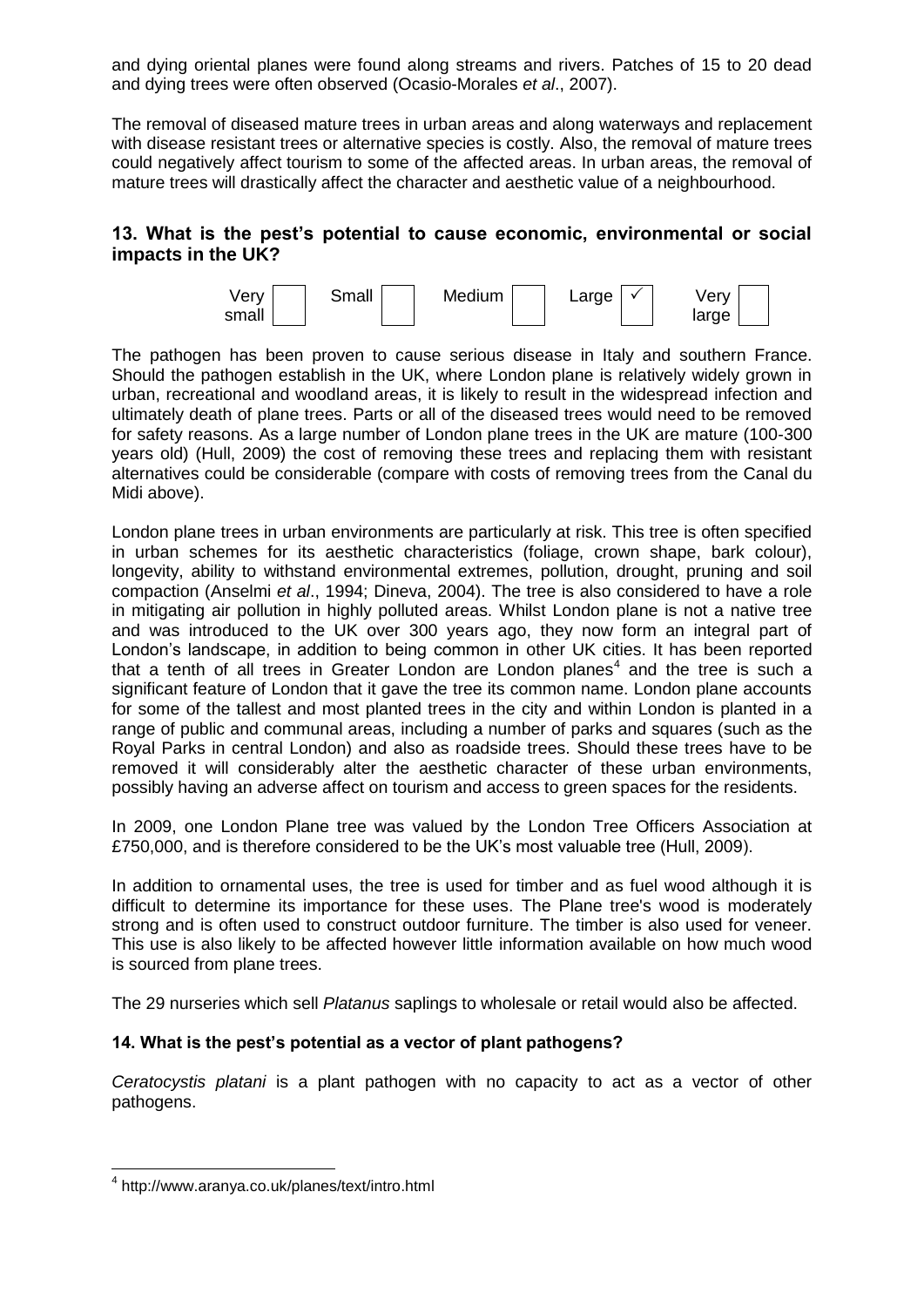and dying oriental planes were found along streams and rivers. Patches of 15 to 20 dead and dying trees were often observed (Ocasio-Morales *et al*., 2007).

The removal of diseased mature trees in urban areas and along waterways and replacement with disease resistant trees or alternative species is costly. Also, the removal of mature trees could negatively affect tourism to some of the affected areas. In urban areas, the removal of mature trees will drastically affect the character and aesthetic value of a neighbourhood.

## 13. What is the pest's potential to cause economic, environmental or social impacts in the UK?

| Very small | Small | Medium | Large | Very large |
|---|---|---|---|---|
| | | | ✓ | |

The pathogen has been proven to cause serious disease in Italy and southern France. Should the pathogen establish in the UK, where London plane is relatively widely grown in urban, recreational and woodland areas, it is likely to result in the widespread infection and ultimately death of plane trees. Parts or all of the diseased trees would need to be removed for safety reasons. As a large number of London plane trees in the UK are mature (100-300 years old) (Hull, 2009) the cost of removing these trees and replacing them with resistant alternatives could be considerable (compare with costs of removing trees from the Canal du Midi above).

London plane trees in urban environments are particularly at risk. This tree is often specified in urban schemes for its aesthetic characteristics (foliage, crown shape, bark colour), longevity, ability to withstand environmental extremes, pollution, drought, pruning and soil compaction (Anselmi *et al*., 1994; Dineva, 2004). The tree is also considered to have a role in mitigating air pollution in highly polluted areas. Whilst London plane is not a native tree and was introduced to the UK over 300 years ago, they now form an integral part of London's landscape, in addition to being common in other UK cities. It has been reported that a tenth of all trees in Greater London are London planes[4] and the tree is such a significant feature of London that it gave the tree its common name. London plane accounts for some of the tallest and most planted trees in the city and within London is planted in a range of public and communal areas, including a number of parks and squares (such as the Royal Parks in central London) and also as roadside trees. Should these trees have to be removed it will considerably alter the aesthetic character of these urban environments, possibly having an adverse affect on tourism and access to green spaces for the residents.

In 2009, one London Plane tree was valued by the London Tree Officers Association at £750,000, and is therefore considered to be the UK's most valuable tree (Hull, 2009).

In addition to ornamental uses, the tree is used for timber and as fuel wood although it is difficult to determine its importance for these uses. The Plane tree's wood is moderately strong and is often used to construct outdoor furniture. The timber is also used for veneer. This use is also likely to be affected however little information available on how much wood is sourced from plane trees.

The 29 nurseries which sell *Platanus* saplings to wholesale or retail would also be affected.

### 14. What is the pest's potential as a vector of plant pathogens?

*Ceratocystis platani* is a plant pathogen with no capacity to act as a vector of other pathogens.

---

[4] http://www.aranya.co.uk/planes/text/intro.html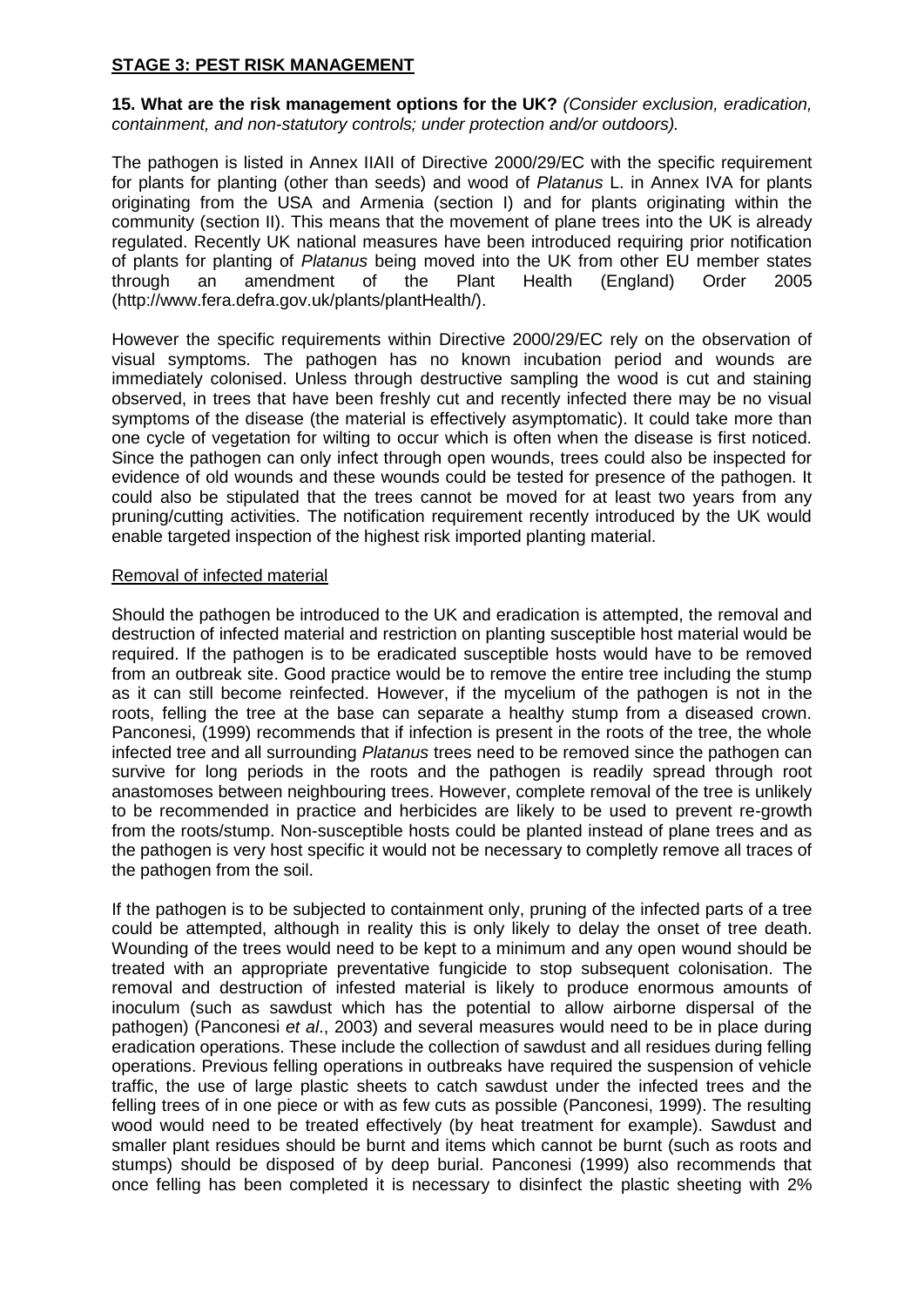**STAGE 3: PEST RISK MANAGEMENT**

**15. What are the risk management options for the UK?** *(Consider exclusion, eradication, containment, and non-statutory controls; under protection and/or outdoors).*

The pathogen is listed in Annex IIAII of Directive 2000/29/EC with the specific requirement for plants for planting (other than seeds) and wood of *Platanus* L. in Annex IVA for plants originating from the USA and Armenia (section I) and for plants originating within the community (section II). This means that the movement of plane trees into the UK is already regulated. Recently UK national measures have been introduced requiring prior notification of plants for planting of *Platanus* being moved into the UK from other EU member states through an amendment of the Plant Health (England) Order 2005 (http://www.fera.defra.gov.uk/plants/plantHealth/).

However the specific requirements within Directive 2000/29/EC rely on the observation of visual symptoms. The pathogen has no known incubation period and wounds are immediately colonised. Unless through destructive sampling the wood is cut and staining observed, in trees that have been freshly cut and recently infected there may be no visual symptoms of the disease (the material is effectively asymptomatic). It could take more than one cycle of vegetation for wilting to occur which is often when the disease is first noticed. Since the pathogen can only infect through open wounds, trees could also be inspected for evidence of old wounds and these wounds could be tested for presence of the pathogen. It could also be stipulated that the trees cannot be moved for at least two years from any pruning/cutting activities. The notification requirement recently introduced by the UK would enable targeted inspection of the highest risk imported planting material.

Removal of infected material

Should the pathogen be introduced to the UK and eradication is attempted, the removal and destruction of infected material and restriction on planting susceptible host material would be required. If the pathogen is to be eradicated susceptible hosts would have to be removed from an outbreak site. Good practice would be to remove the entire tree including the stump as it can still become reinfected. However, if the mycelium of the pathogen is not in the roots, felling the tree at the base can separate a healthy stump from a diseased crown. Panconesi, (1999) recommends that if infection is present in the roots of the tree, the whole infected tree and all surrounding *Platanus* trees need to be removed since the pathogen can survive for long periods in the roots and the pathogen is readily spread through root anastomoses between neighbouring trees. However, complete removal of the tree is unlikely to be recommended in practice and herbicides are likely to be used to prevent re-growth from the roots/stump. Non-susceptible hosts could be planted instead of plane trees and as the pathogen is very host specific it would not be necessary to completly remove all traces of the pathogen from the soil.

If the pathogen is to be subjected to containment only, pruning of the infected parts of a tree could be attempted, although in reality this is only likely to delay the onset of tree death. Wounding of the trees would need to be kept to a minimum and any open wound should be treated with an appropriate preventative fungicide to stop subsequent colonisation. The removal and destruction of infested material is likely to produce enormous amounts of inoculum (such as sawdust which has the potential to allow airborne dispersal of the pathogen) (Panconesi *et al*., 2003) and several measures would need to be in place during eradication operations. These include the collection of sawdust and all residues during felling operations. Previous felling operations in outbreaks have required the suspension of vehicle traffic, the use of large plastic sheets to catch sawdust under the infected trees and the felling trees of in one piece or with as few cuts as possible (Panconesi, 1999). The resulting wood would need to be treated effectively (by heat treatment for example). Sawdust and smaller plant residues should be burnt and items which cannot be burnt (such as roots and stumps) should be disposed of by deep burial. Panconesi (1999) also recommends that once felling has been completed it is necessary to disinfect the plastic sheeting with 2%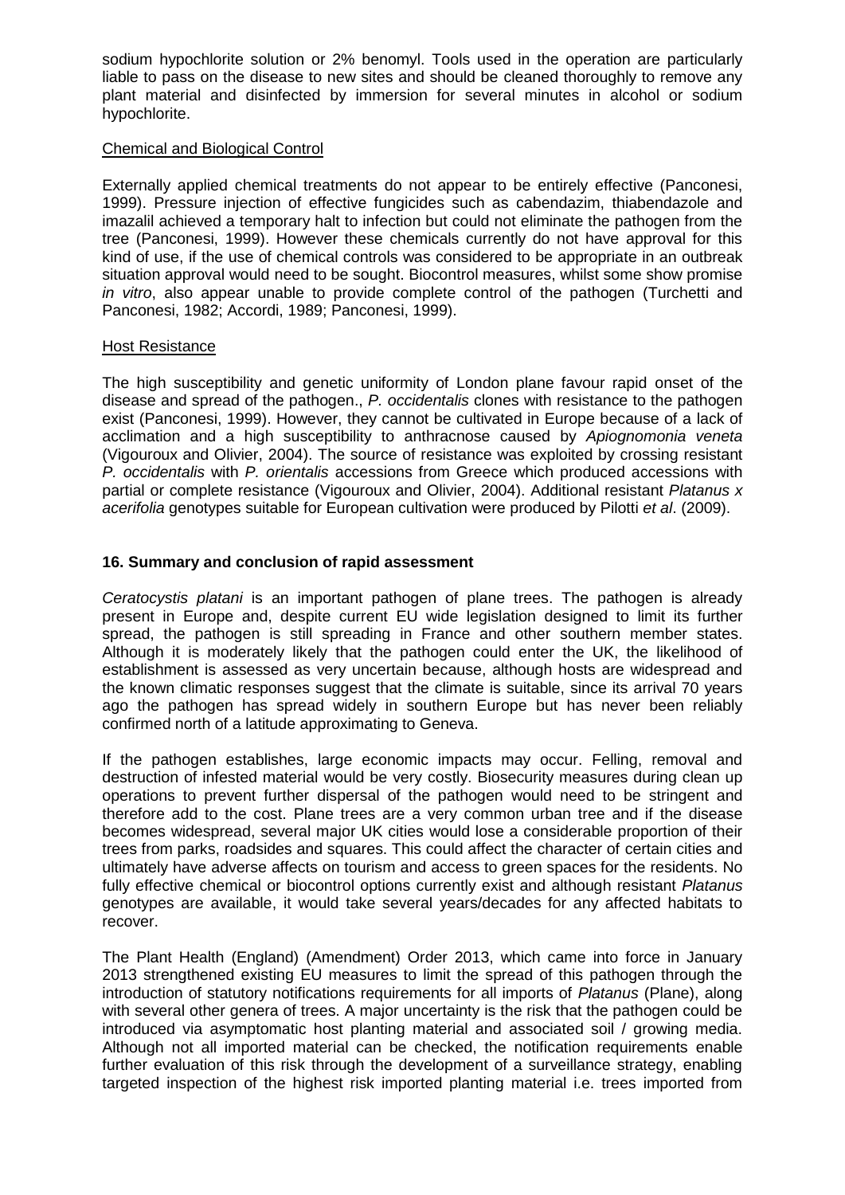sodium hypochlorite solution or 2% benomyl. Tools used in the operation are particularly liable to pass on the disease to new sites and should be cleaned thoroughly to remove any plant material and disinfected by immersion for several minutes in alcohol or sodium hypochlorite.

Chemical and Biological Control

Externally applied chemical treatments do not appear to be entirely effective (Panconesi, 1999). Pressure injection of effective fungicides such as cabendazim, thiabendazole and imazalil achieved a temporary halt to infection but could not eliminate the pathogen from the tree (Panconesi, 1999). However these chemicals currently do not have approval for this kind of use, if the use of chemical controls was considered to be appropriate in an outbreak situation approval would need to be sought. Biocontrol measures, whilst some show promise *in vitro*, also appear unable to provide complete control of the pathogen (Turchetti and Panconesi, 1982; Accordi, 1989; Panconesi, 1999).

Host Resistance

The high susceptibility and genetic uniformity of London plane favour rapid onset of the disease and spread of the pathogen., *P. occidentalis* clones with resistance to the pathogen exist (Panconesi, 1999). However, they cannot be cultivated in Europe because of a lack of acclimation and a high susceptibility to anthracnose caused by *Apiognomonia veneta* (Vigouroux and Olivier, 2004). The source of resistance was exploited by crossing resistant *P. occidentalis* with *P. orientalis* accessions from Greece which produced accessions with partial or complete resistance (Vigouroux and Olivier, 2004). Additional resistant *Platanus x acerifolia* genotypes suitable for European cultivation were produced by Pilotti *et al*. (2009).

## 16. Summary and conclusion of rapid assessment

*Ceratocystis platani* is an important pathogen of plane trees. The pathogen is already present in Europe and, despite current EU wide legislation designed to limit its further spread, the pathogen is still spreading in France and other southern member states. Although it is moderately likely that the pathogen could enter the UK, the likelihood of establishment is assessed as very uncertain because, although hosts are widespread and the known climatic responses suggest that the climate is suitable, since its arrival 70 years ago the pathogen has spread widely in southern Europe but has never been reliably confirmed north of a latitude approximating to Geneva.

If the pathogen establishes, large economic impacts may occur. Felling, removal and destruction of infested material would be very costly. Biosecurity measures during clean up operations to prevent further dispersal of the pathogen would need to be stringent and therefore add to the cost. Plane trees are a very common urban tree and if the disease becomes widespread, several major UK cities would lose a considerable proportion of their trees from parks, roadsides and squares. This could affect the character of certain cities and ultimately have adverse affects on tourism and access to green spaces for the residents. No fully effective chemical or biocontrol options currently exist and although resistant *Platanus* genotypes are available, it would take several years/decades for any affected habitats to recover.

The Plant Health (England) (Amendment) Order 2013, which came into force in January 2013 strengthened existing EU measures to limit the spread of this pathogen through the introduction of statutory notifications requirements for all imports of *Platanus* (Plane), along with several other genera of trees. A major uncertainty is the risk that the pathogen could be introduced via asymptomatic host planting material and associated soil / growing media. Although not all imported material can be checked, the notification requirements enable further evaluation of this risk through the development of a surveillance strategy, enabling targeted inspection of the highest risk imported planting material i.e. trees imported from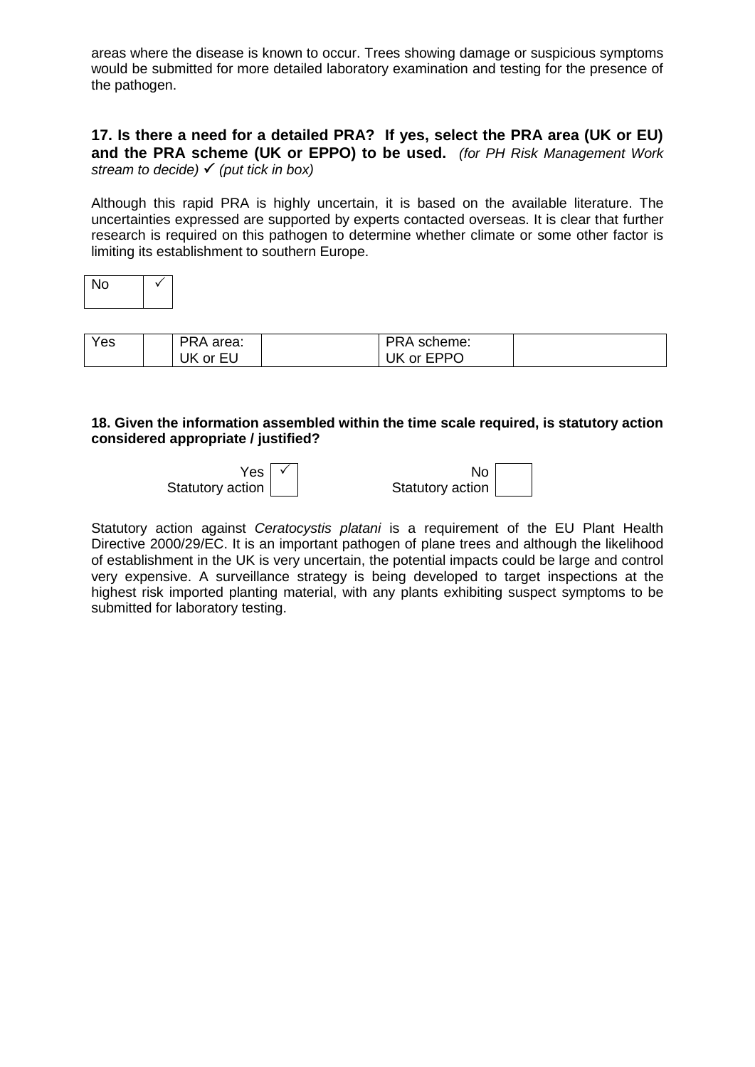areas where the disease is known to occur. Trees showing damage or suspicious symptoms would be submitted for more detailed laboratory examination and testing for the presence of the pathogen.

### 17. Is there a need for a detailed PRA? If yes, select the PRA area (UK or EU) and the PRA scheme (UK or EPPO) to be used. *(for PH Risk Management Work stream to decide)* ✓ *(put tick in box)*

Although this rapid PRA is highly uncertain, it is based on the available literature. The uncertainties expressed are supported by experts contacted overseas. It is clear that further research is required on this pathogen to determine whether climate or some other factor is limiting its establishment to southern Europe.

| No | ✓ |
|---|---|

| Yes | | PRA area: UK or EU | | PRA scheme: UK or EPPO | |
|---|---|---|---|---|---|

**18. Given the information assembled within the time scale required, is statutory action considered appropriate / justified?**

| Yes Statutory action | ✓ | No Statutory action | |
|---|---|---|---|

Statutory action against *Ceratocystis platani* is a requirement of the EU Plant Health Directive 2000/29/EC. It is an important pathogen of plane trees and although the likelihood of establishment in the UK is very uncertain, the potential impacts could be large and control very expensive. A surveillance strategy is being developed to target inspections at the highest risk imported planting material, with any plants exhibiting suspect symptoms to be submitted for laboratory testing.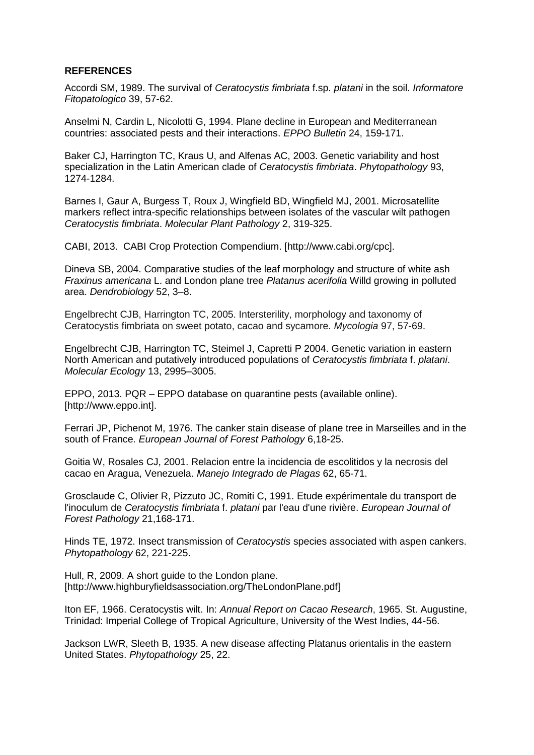**REFERENCES**

Accordi SM, 1989. The survival of *Ceratocystis fimbriata* f.sp. *platani* in the soil. *Informatore Fitopatologico* 39, 57-62.

Anselmi N, Cardin L, Nicolotti G, 1994. Plane decline in European and Mediterranean countries: associated pests and their interactions. *EPPO Bulletin* 24, 159-171.

Baker CJ, Harrington TC, Kraus U, and Alfenas AC, 2003. Genetic variability and host specialization in the Latin American clade of *Ceratocystis fimbriata*. *Phytopathology* 93, 1274-1284.

Barnes I, Gaur A, Burgess T, Roux J, Wingfield BD, Wingfield MJ, 2001. Microsatellite markers reflect intra-specific relationships between isolates of the vascular wilt pathogen *Ceratocystis fimbriata*. *Molecular Plant Pathology* 2, 319-325.

CABI, 2013. CABI Crop Protection Compendium. [http://www.cabi.org/cpc].

Dineva SB, 2004. Comparative studies of the leaf morphology and structure of white ash *Fraxinus americana* L. and London plane tree *Platanus acerifolia* Willd growing in polluted area. *Dendrobiology* 52, 3–8.

Engelbrecht CJB, Harrington TC, 2005. Intersterility, morphology and taxonomy of Ceratocystis fimbriata on sweet potato, cacao and sycamore. *Mycologia* 97, 57-69.

Engelbrecht CJB, Harrington TC, Steimel J, Capretti P 2004. Genetic variation in eastern North American and putatively introduced populations of *Ceratocystis fimbriata* f. *platani*. *Molecular Ecology* 13, 2995–3005.

EPPO, 2013. PQR – EPPO database on quarantine pests (available online). [http://www.eppo.int].

Ferrari JP, Pichenot M, 1976. The canker stain disease of plane tree in Marseilles and in the south of France. *European Journal of Forest Pathology* 6,18-25.

Goitia W, Rosales CJ, 2001. Relacion entre la incidencia de escolitidos y la necrosis del cacao en Aragua, Venezuela. *Manejo Integrado de Plagas* 62, 65-71.

Grosclaude C, Olivier R, Pizzuto JC, Romiti C, 1991. Etude expérimentale du transport de l'inoculum de *Ceratocystis fimbriata* f. *platani* par l'eau d'une rivière. *European Journal of Forest Pathology* 21,168-171.

Hinds TE, 1972. Insect transmission of *Ceratocystis* species associated with aspen cankers. *Phytopathology* 62, 221-225.

Hull, R, 2009. A short guide to the London plane. [http://www.highburyfieldsassociation.org/TheLondonPlane.pdf]

Iton EF, 1966. Ceratocystis wilt. In: *Annual Report on Cacao Research*, 1965. St. Augustine, Trinidad: Imperial College of Tropical Agriculture, University of the West Indies, 44-56.

Jackson LWR, Sleeth B, 1935. A new disease affecting Platanus orientalis in the eastern United States. *Phytopathology* 25, 22.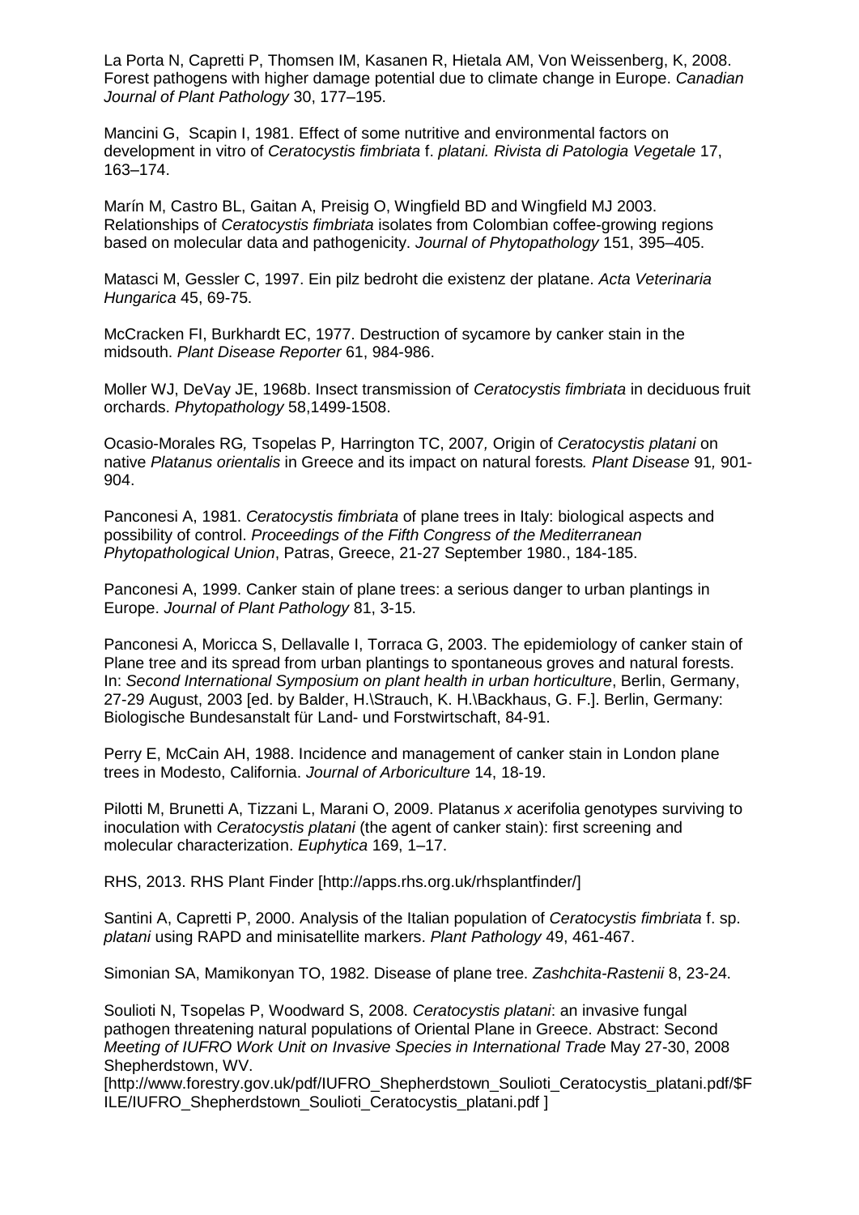La Porta N, Capretti P, Thomsen IM, Kasanen R, Hietala AM, Von Weissenberg, K, 2008. Forest pathogens with higher damage potential due to climate change in Europe. *Canadian Journal of Plant Pathology* 30, 177–195.

Mancini G, Scapin I, 1981. Effect of some nutritive and environmental factors on development in vitro of *Ceratocystis fimbriata* f. *platani. Rivista di Patologia Vegetale* 17, 163–174.

Marín M, Castro BL, Gaitan A, Preisig O, Wingfield BD and Wingfield MJ 2003. Relationships of *Ceratocystis fimbriata* isolates from Colombian coffee-growing regions based on molecular data and pathogenicity. *Journal of Phytopathology* 151, 395–405.

Matasci M, Gessler C, 1997. Ein pilz bedroht die existenz der platane. *Acta Veterinaria Hungarica* 45, 69-75.

McCracken FI, Burkhardt EC, 1977. Destruction of sycamore by canker stain in the midsouth. *Plant Disease Reporter* 61, 984-986.

Moller WJ, DeVay JE, 1968b. Insect transmission of *Ceratocystis fimbriata* in deciduous fruit orchards. *Phytopathology* 58,1499-1508.

Ocasio-Morales RG*,* Tsopelas P*,* Harrington TC, 2007*,* Origin of *Ceratocystis platani* on native *Platanus orientalis* in Greece and its impact on natural forests*. Plant Disease* 91*,* 901-904.

Panconesi A, 1981. *Ceratocystis fimbriata* of plane trees in Italy: biological aspects and possibility of control. *Proceedings of the Fifth Congress of the Mediterranean Phytopathological Union*, Patras, Greece, 21-27 September 1980., 184-185.

Panconesi A, 1999. Canker stain of plane trees: a serious danger to urban plantings in Europe. *Journal of Plant Pathology* 81, 3-15.

Panconesi A, Moricca S, Dellavalle I, Torraca G, 2003. The epidemiology of canker stain of Plane tree and its spread from urban plantings to spontaneous groves and natural forests. In: *Second International Symposium on plant health in urban horticulture*, Berlin, Germany, 27-29 August, 2003 [ed. by Balder, H.\Strauch, K. H.\Backhaus, G. F.]. Berlin, Germany: Biologische Bundesanstalt für Land- und Forstwirtschaft, 84-91.

Perry E, McCain AH, 1988. Incidence and management of canker stain in London plane trees in Modesto, California. *Journal of Arboriculture* 14, 18-19.

Pilotti M, Brunetti A, Tizzani L, Marani O, 2009. Platanus *x* acerifolia genotypes surviving to inoculation with *Ceratocystis platani* (the agent of canker stain): first screening and molecular characterization. *Euphytica* 169, 1–17.

RHS, 2013. RHS Plant Finder [http://apps.rhs.org.uk/rhsplantfinder/]

Santini A, Capretti P, 2000. Analysis of the Italian population of *Ceratocystis fimbriata* f. sp. *platani* using RAPD and minisatellite markers. *Plant Pathology* 49, 461-467.

Simonian SA, Mamikonyan TO, 1982. Disease of plane tree. *Zashchita-Rastenii* 8, 23-24.

Soulioti N, Tsopelas P, Woodward S, 2008. *Ceratocystis platani*: an invasive fungal pathogen threatening natural populations of Oriental Plane in Greece. Abstract: Second *Meeting of IUFRO Work Unit on Invasive Species in International Trade* May 27-30, 2008 Shepherdstown, WV.
[http://www.forestry.gov.uk/pdf/IUFRO_Shepherdstown_Soulioti_Ceratocystis_platani.pdf/$FILE/IUFRO_Shepherdstown_Soulioti_Ceratocystis_platani.pdf ]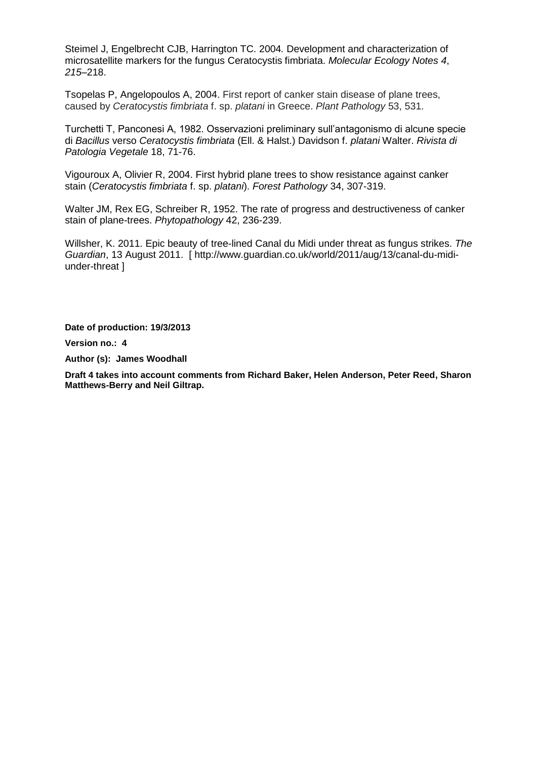Steimel J, Engelbrecht CJB, Harrington TC. 2004*.* Development and characterization of microsatellite markers for the fungus Ceratocystis fimbriata. *Molecular Ecology Notes 4*, *215*–218.

Tsopelas P, Angelopoulos A, 2004. First report of canker stain disease of plane trees, caused by *Ceratocystis fimbriata* f. sp. *platani* in Greece. *Plant Pathology* 53, 531.

Turchetti T, Panconesi A, 1982. Osservazioni preliminary sull'antagonismo di alcune specie di *Bacillus* verso *Ceratocystis fimbriata* (Ell. & Halst.) Davidson f. *platani* Walter. *Rivista di Patologia Vegetale* 18, 71-76.

Vigouroux A, Olivier R, 2004. First hybrid plane trees to show resistance against canker stain (*Ceratocystis fimbriata* f. sp. *platani*). *Forest Pathology* 34, 307-319.

Walter JM, Rex EG, Schreiber R, 1952. The rate of progress and destructiveness of canker stain of plane-trees. *Phytopathology* 42, 236-239.

Willsher, K. 2011. Epic beauty of tree-lined Canal du Midi under threat as fungus strikes. *The Guardian*, 13 August 2011. [ http://www.guardian.co.uk/world/2011/aug/13/canal-du-midi-under-threat ]

**Date of production: 19/3/2013**

**Version no.: 4**

**Author (s): James Woodhall**

**Draft 4 takes into account comments from Richard Baker, Helen Anderson, Peter Reed, Sharon Matthews-Berry and Neil Giltrap.**